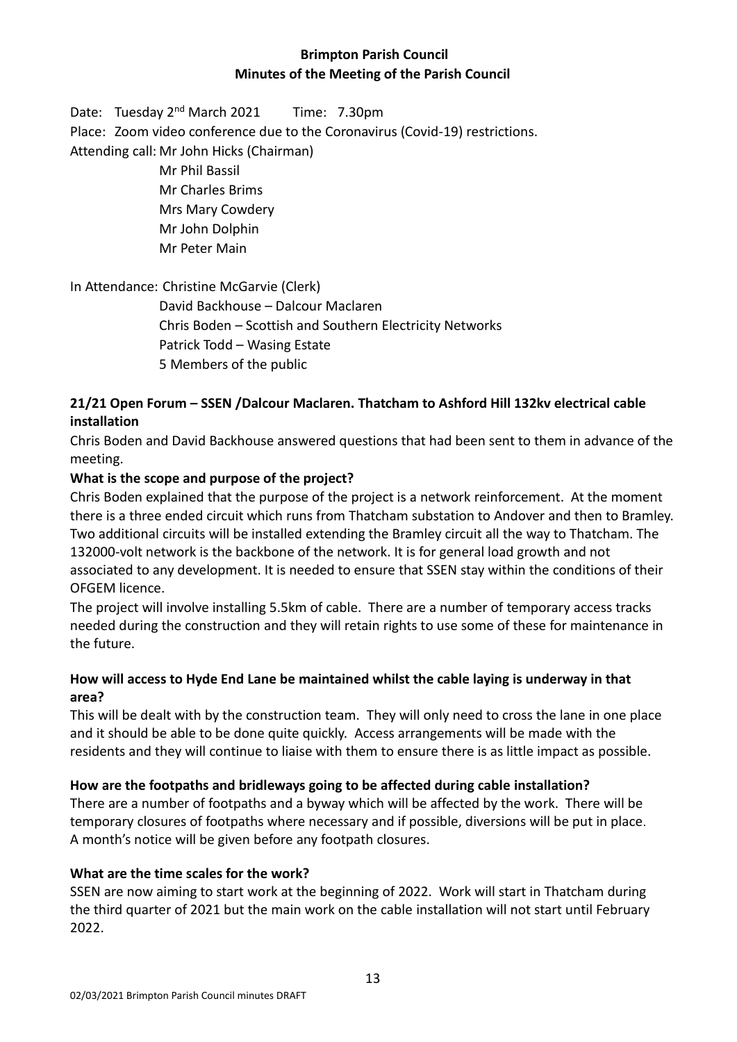**Brimpton Parish Council**
**Minutes of the Meeting of the Parish Council**

Date: Tuesday 2nd March 2021 Time: 7.30pm

Place: Zoom video conference due to the Coronavirus (Covid-19) restrictions.

Attending call: Mr John Hicks (Chairman)
Mr Phil Bassil
Mr Charles Brims
Mrs Mary Cowdery
Mr John Dolphin
Mr Peter Main

In Attendance: Christine McGarvie (Clerk)
David Backhouse – Dalcour Maclaren
Chris Boden – Scottish and Southern Electricity Networks
Patrick Todd – Wasing Estate
5 Members of the public

**21/21 Open Forum – SSEN /Dalcour Maclaren. Thatcham to Ashford Hill 132kv electrical cable installation**

Chris Boden and David Backhouse answered questions that had been sent to them in advance of the meeting.

**What is the scope and purpose of the project?**

Chris Boden explained that the purpose of the project is a network reinforcement. At the moment there is a three ended circuit which runs from Thatcham substation to Andover and then to Bramley. Two additional circuits will be installed extending the Bramley circuit all the way to Thatcham. The 132000-volt network is the backbone of the network. It is for general load growth and not associated to any development. It is needed to ensure that SSEN stay within the conditions of their OFGEM licence.

The project will involve installing 5.5km of cable. There are a number of temporary access tracks needed during the construction and they will retain rights to use some of these for maintenance in the future.

**How will access to Hyde End Lane be maintained whilst the cable laying is underway in that area?**

This will be dealt with by the construction team. They will only need to cross the lane in one place and it should be able to be done quite quickly. Access arrangements will be made with the residents and they will continue to liaise with them to ensure there is as little impact as possible.

**How are the footpaths and bridleways going to be affected during cable installation?**

There are a number of footpaths and a byway which will be affected by the work. There will be temporary closures of footpaths where necessary and if possible, diversions will be put in place. A month's notice will be given before any footpath closures.

**What are the time scales for the work?**

SSEN are now aiming to start work at the beginning of 2022. Work will start in Thatcham during the third quarter of 2021 but the main work on the cable installation will not start until February 2022.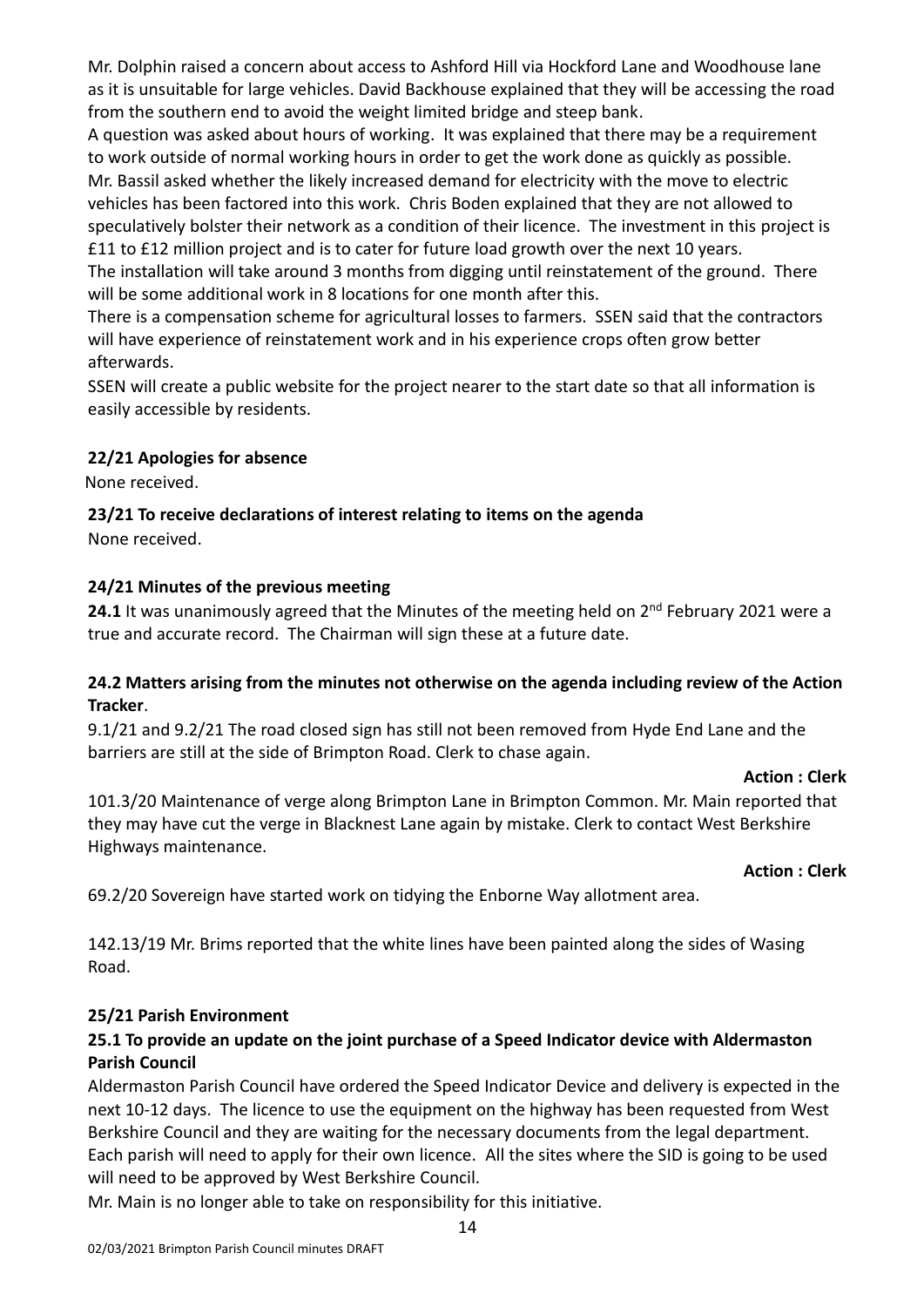Mr. Dolphin raised a concern about access to Ashford Hill via Hockford Lane and Woodhouse lane as it is unsuitable for large vehicles. David Backhouse explained that they will be accessing the road from the southern end to avoid the weight limited bridge and steep bank.

A question was asked about hours of working. It was explained that there may be a requirement to work outside of normal working hours in order to get the work done as quickly as possible.

Mr. Bassil asked whether the likely increased demand for electricity with the move to electric vehicles has been factored into this work. Chris Boden explained that they are not allowed to speculatively bolster their network as a condition of their licence. The investment in this project is £11 to £12 million project and is to cater for future load growth over the next 10 years.

The installation will take around 3 months from digging until reinstatement of the ground. There will be some additional work in 8 locations for one month after this.

There is a compensation scheme for agricultural losses to farmers. SSEN said that the contractors will have experience of reinstatement work and in his experience crops often grow better afterwards.

SSEN will create a public website for the project nearer to the start date so that all information is easily accessible by residents.

**22/21 Apologies for absence**

None received.

**23/21 To receive declarations of interest relating to items on the agenda**

None received.

**24/21 Minutes of the previous meeting**

**24.1** It was unanimously agreed that the Minutes of the meeting held on 2nd February 2021 were a true and accurate record. The Chairman will sign these at a future date.

**24.2 Matters arising from the minutes not otherwise on the agenda including review of the Action Tracker**.

9.1/21 and 9.2/21 The road closed sign has still not been removed from Hyde End Lane and the barriers are still at the side of Brimpton Road. Clerk to chase again.

**Action : Clerk**

101.3/20 Maintenance of verge along Brimpton Lane in Brimpton Common. Mr. Main reported that they may have cut the verge in Blacknest Lane again by mistake. Clerk to contact West Berkshire Highways maintenance.

**Action : Clerk**

69.2/20 Sovereign have started work on tidying the Enborne Way allotment area.

142.13/19 Mr. Brims reported that the white lines have been painted along the sides of Wasing Road.

**25/21 Parish Environment**

**25.1 To provide an update on the joint purchase of a Speed Indicator device with Aldermaston Parish Council**

Aldermaston Parish Council have ordered the Speed Indicator Device and delivery is expected in the next 10-12 days. The licence to use the equipment on the highway has been requested from West Berkshire Council and they are waiting for the necessary documents from the legal department. Each parish will need to apply for their own licence. All the sites where the SID is going to be used will need to be approved by West Berkshire Council.

Mr. Main is no longer able to take on responsibility for this initiative.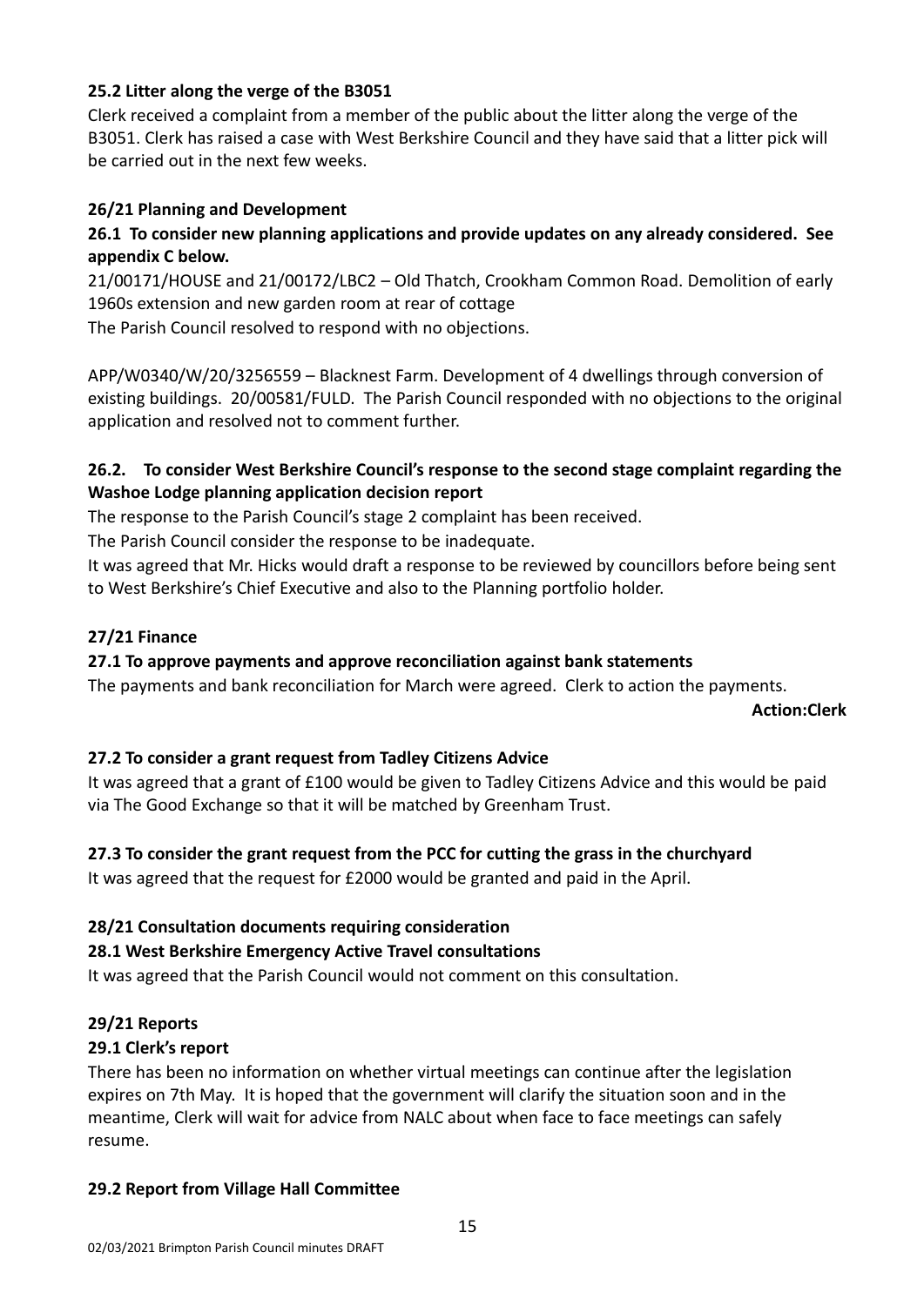**25.2 Litter along the verge of the B3051**

Clerk received a complaint from a member of the public about the litter along the verge of the B3051. Clerk has raised a case with West Berkshire Council and they have said that a litter pick will be carried out in the next few weeks.

**26/21 Planning and Development**

**26.1 To consider new planning applications and provide updates on any already considered. See appendix C below.**

21/00171/HOUSE and 21/00172/LBC2 – Old Thatch, Crookham Common Road. Demolition of early 1960s extension and new garden room at rear of cottage

The Parish Council resolved to respond with no objections.

APP/W0340/W/20/3256559 – Blacknest Farm. Development of 4 dwellings through conversion of existing buildings. 20/00581/FULD. The Parish Council responded with no objections to the original application and resolved not to comment further.

**26.2. To consider West Berkshire Council's response to the second stage complaint regarding the Washoe Lodge planning application decision report**

The response to the Parish Council's stage 2 complaint has been received.

The Parish Council consider the response to be inadequate.

It was agreed that Mr. Hicks would draft a response to be reviewed by councillors before being sent to West Berkshire's Chief Executive and also to the Planning portfolio holder.

**27/21 Finance**

**27.1 To approve payments and approve reconciliation against bank statements**

The payments and bank reconciliation for March were agreed. Clerk to action the payments.

**Action:Clerk**

**27.2 To consider a grant request from Tadley Citizens Advice**

It was agreed that a grant of £100 would be given to Tadley Citizens Advice and this would be paid via The Good Exchange so that it will be matched by Greenham Trust.

**27.3 To consider the grant request from the PCC for cutting the grass in the churchyard**

It was agreed that the request for £2000 would be granted and paid in the April.

**28/21 Consultation documents requiring consideration**

**28.1 West Berkshire Emergency Active Travel consultations**

It was agreed that the Parish Council would not comment on this consultation.

**29/21 Reports**

**29.1 Clerk's report**

There has been no information on whether virtual meetings can continue after the legislation expires on 7th May. It is hoped that the government will clarify the situation soon and in the meantime, Clerk will wait for advice from NALC about when face to face meetings can safely resume.

**29.2 Report from Village Hall Committee**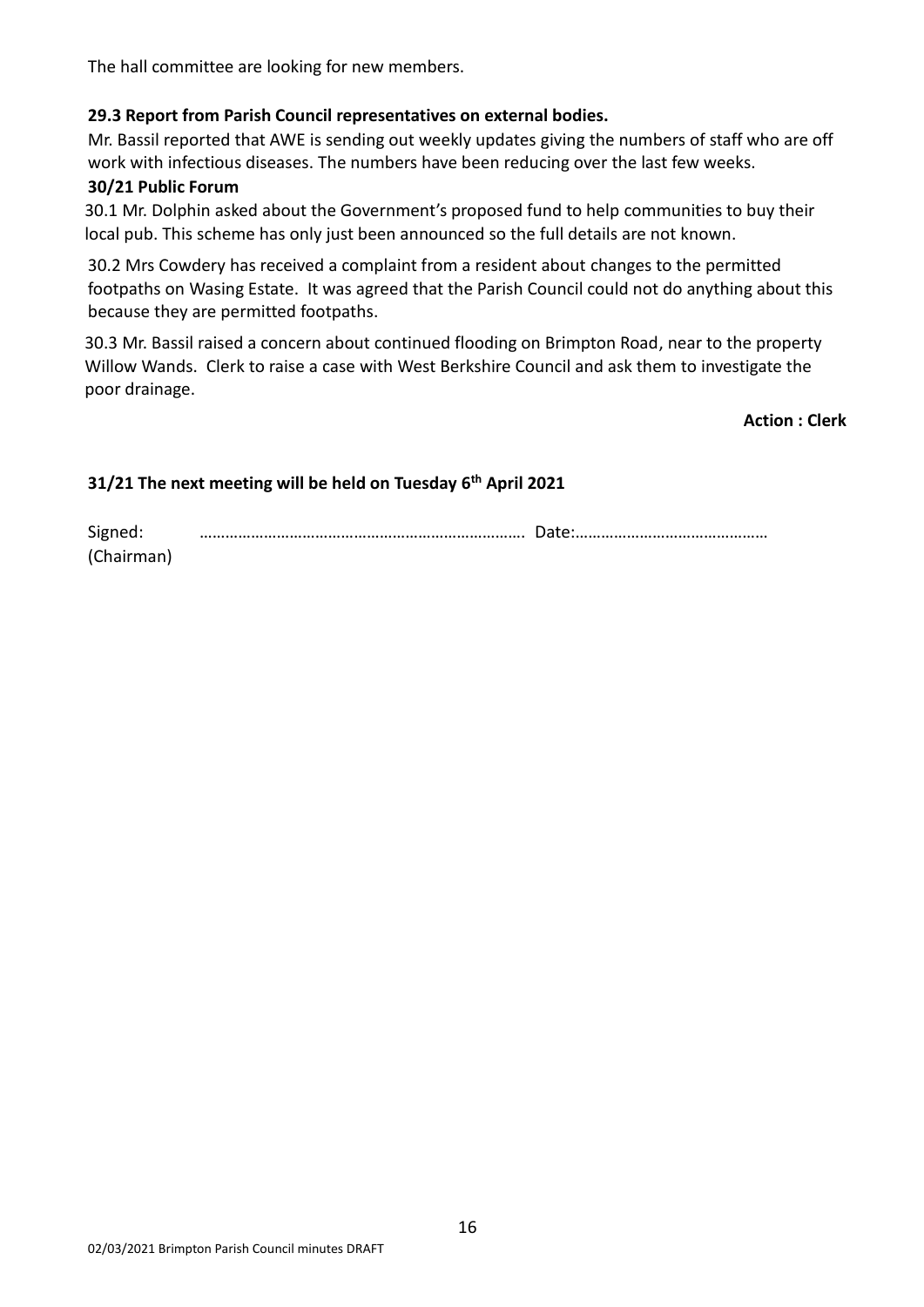The hall committee are looking for new members.

**29.3 Report from Parish Council representatives on external bodies.**

Mr. Bassil reported that AWE is sending out weekly updates giving the numbers of staff who are off work with infectious diseases. The numbers have been reducing over the last few weeks.

**30/21 Public Forum**

30.1 Mr. Dolphin asked about the Government's proposed fund to help communities to buy their local pub. This scheme has only just been announced so the full details are not known.

30.2 Mrs Cowdery has received a complaint from a resident about changes to the permitted footpaths on Wasing Estate. It was agreed that the Parish Council could not do anything about this because they are permitted footpaths.

30.3 Mr. Bassil raised a concern about continued flooding on Brimpton Road, near to the property Willow Wands. Clerk to raise a case with West Berkshire Council and ask them to investigate the poor drainage.

**Action : Clerk**

**31/21 The next meeting will be held on Tuesday 6th April 2021**

Signed: ……………………………………………………………… Date:………………………………………
(Chairman)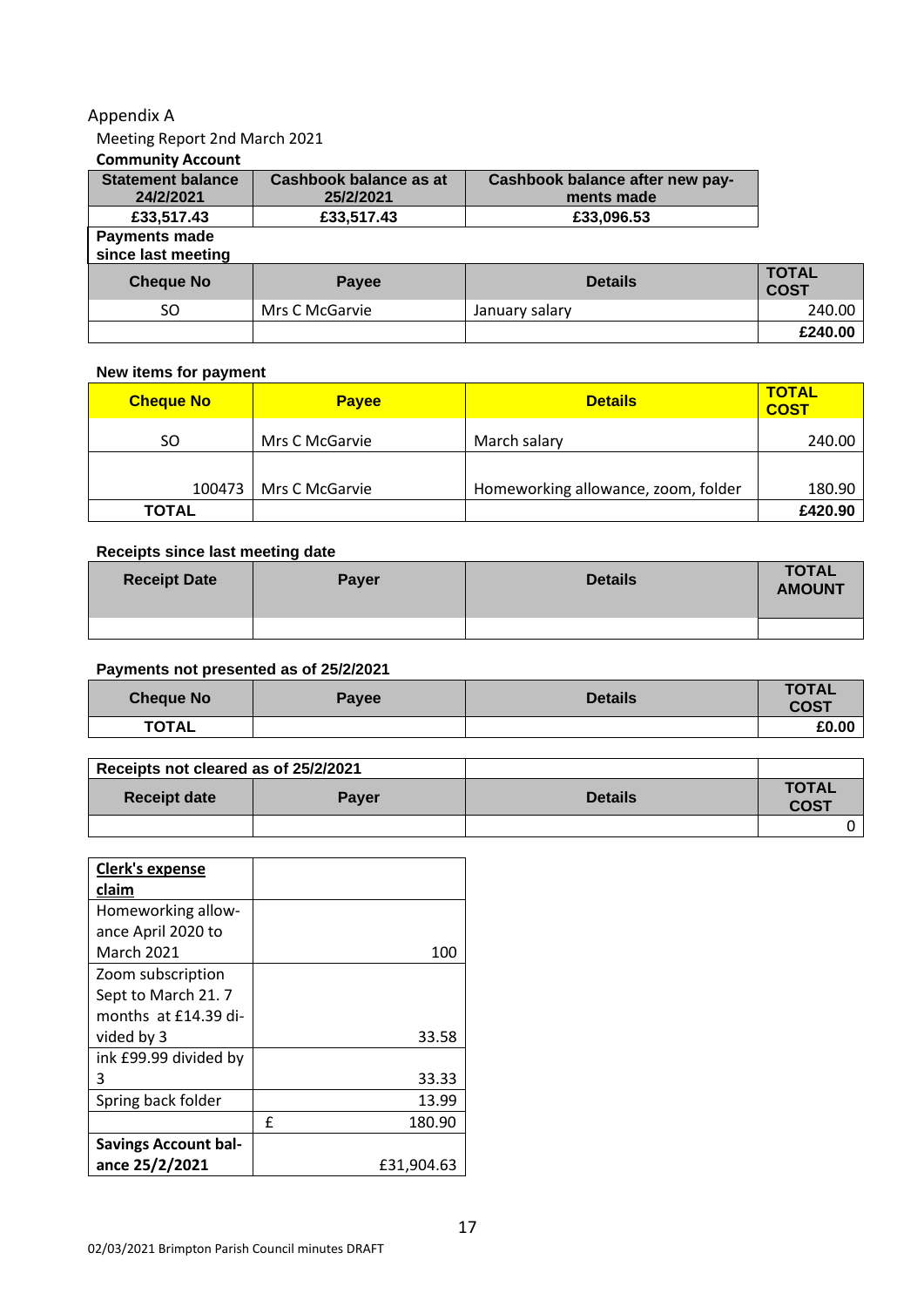Appendix A

Meeting Report 2nd March 2021

**Community Account**

| Statement balance 24/2/2021 | Cashbook balance as at 25/2/2021 | Cashbook balance after new payments made |
|---|---|---|
| £33,517.43 | £33,517.43 | £33,096.53 |

**Payments made since last meeting**

| Cheque No | Payee | Details | TOTAL COST |
|---|---|---|---|
| SO | Mrs C McGarvie | January salary | 240.00 |
| | | | **£240.00** |

**New items for payment**

| Cheque No | Payee | Details | TOTAL COST |
|---|---|---|---|
| SO | Mrs C McGarvie | March salary | 240.00 |
| 100473 | Mrs C McGarvie | Homeworking allowance, zoom, folder | 180.90 |
| **TOTAL** | | | **£420.90** |

**Receipts since last meeting date**

| Receipt Date | Payer | Details | TOTAL AMOUNT |
|---|---|---|---|
| | | | |

**Payments not presented as of 25/2/2021**

| Cheque No | Payee | Details | TOTAL COST |
|---|---|---|---|
| **TOTAL** | | | **£0.00** |

| Receipts not cleared as of 25/2/2021 | | | |
|---|---|---|---|
| **Receipt date** | **Payer** | **Details** | **TOTAL COST** |
| | | | 0 |

| **Clerk's expense claim** | |
|---|---|
| Homeworking allowance April 2020 to March 2021 | 100 |
| Zoom subscription Sept to March 21. 7 months at £14.39 divided by 3 | 33.58 |
| ink £99.99 divided by 3 | 33.33 |
| Spring back folder | 13.99 |
| | £ 180.90 |
| **Savings Account balance 25/2/2021** | £31,904.63 |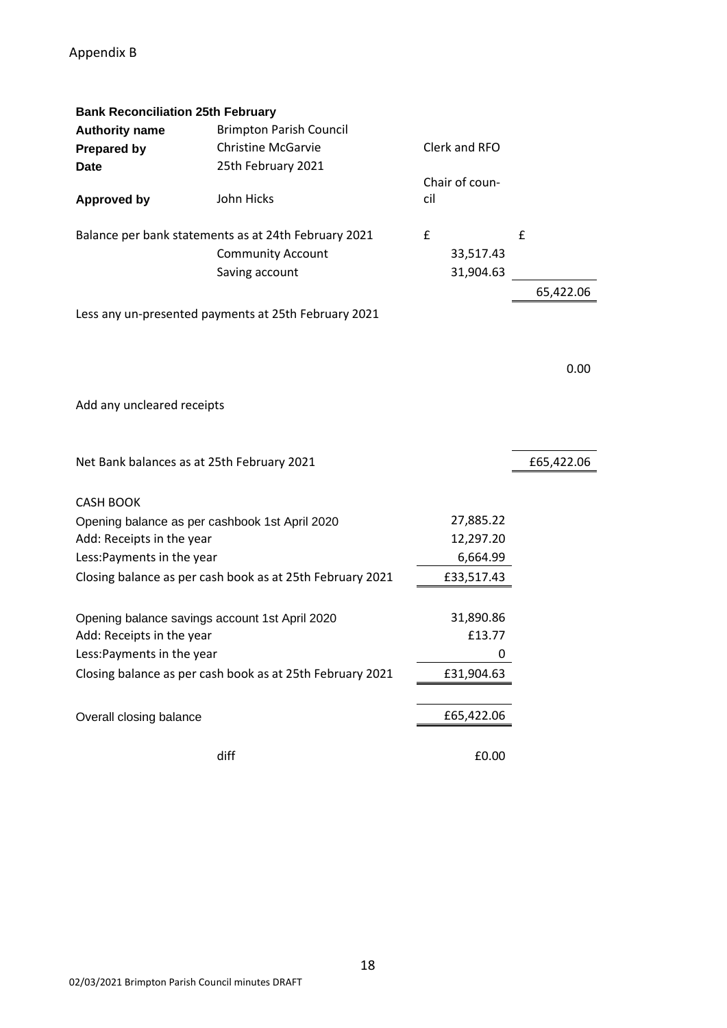Appendix B

**Bank Reconciliation 25th February**

| | | | |
|---|---|---|---|
| **Authority name** | Brimpton Parish Council | | |
| **Prepared by** | Christine McGarvie | Clerk and RFO | |
| **Date** | 25th February 2021 | | |
| **Approved by** | John Hicks | Chair of council | |
| Balance per bank statements as at 24th February 2021 | | £ | £ |
| | Community Account | 33,517.43 | |
| | Saving account | 31,904.63 | |
| | | | 65,422.06 |
| Less any un-presented payments at 25th February 2021 | | | |
| | | | 0.00 |
| Add any uncleared receipts | | | |
| Net Bank balances as at 25th February 2021 | | | £65,422.06 |
| CASH BOOK | | | |
| Opening balance as per cashbook 1st April 2020 | | 27,885.22 | |
| Add: Receipts in the year | | 12,297.20 | |
| Less:Payments in the year | | 6,664.99 | |
| Closing balance as per cash book as at 25th February 2021 | | £33,517.43 | |
| Opening balance savings account 1st April 2020 | | 31,890.86 | |
| Add: Receipts in the year | | £13.77 | |
| Less:Payments in the year | | 0 | |
| Closing balance as per cash book as at 25th February 2021 | | £31,904.63 | |
| Overall closing balance | | £65,422.06 | |
| | diff | £0.00 | |

02/03/2021 Brimpton Parish Council minutes DRAFT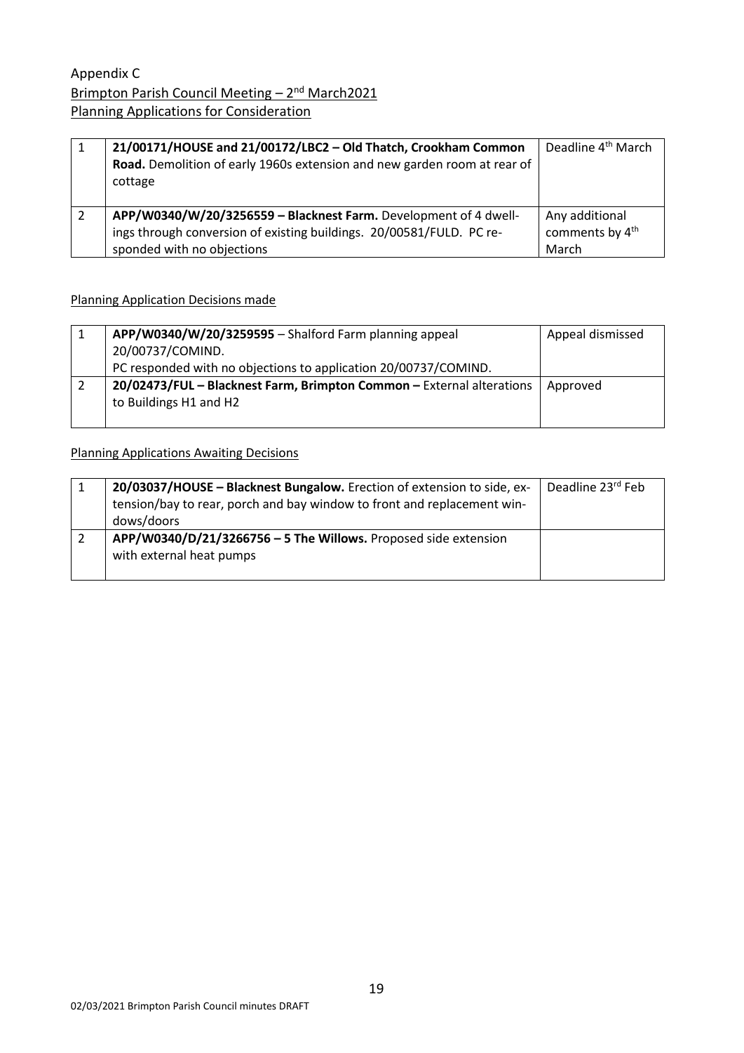Appendix C

Brimpton Parish Council Meeting – 2nd March2021

Planning Applications for Consideration

| | | |
|---|---|---|
| 1 | **21/00171/HOUSE and 21/00172/LBC2 – Old Thatch, Crookham Common Road.** Demolition of early 1960s extension and new garden room at rear of cottage | Deadline 4th March |
| 2 | **APP/W0340/W/20/3256559 – Blacknest Farm.** Development of 4 dwellings through conversion of existing buildings. 20/00581/FULD. PC responded with no objections | Any additional comments by 4th March |

Planning Application Decisions made

| | | |
|---|---|---|
| 1 | **APP/W0340/W/20/3259595** – Shalford Farm planning appeal 20/00737/COMIND. PC responded with no objections to application 20/00737/COMIND. | Appeal dismissed |
| 2 | **20/02473/FUL – Blacknest Farm, Brimpton Common –** External alterations to Buildings H1 and H2 | Approved |

Planning Applications Awaiting Decisions

| | | |
|---|---|---|
| 1 | **20/03037/HOUSE – Blacknest Bungalow.** Erection of extension to side, extension/bay to rear, porch and bay window to front and replacement windows/doors | Deadline 23rd Feb |
| 2 | **APP/W0340/D/21/3266756 – 5 The Willows.** Proposed side extension with external heat pumps | |